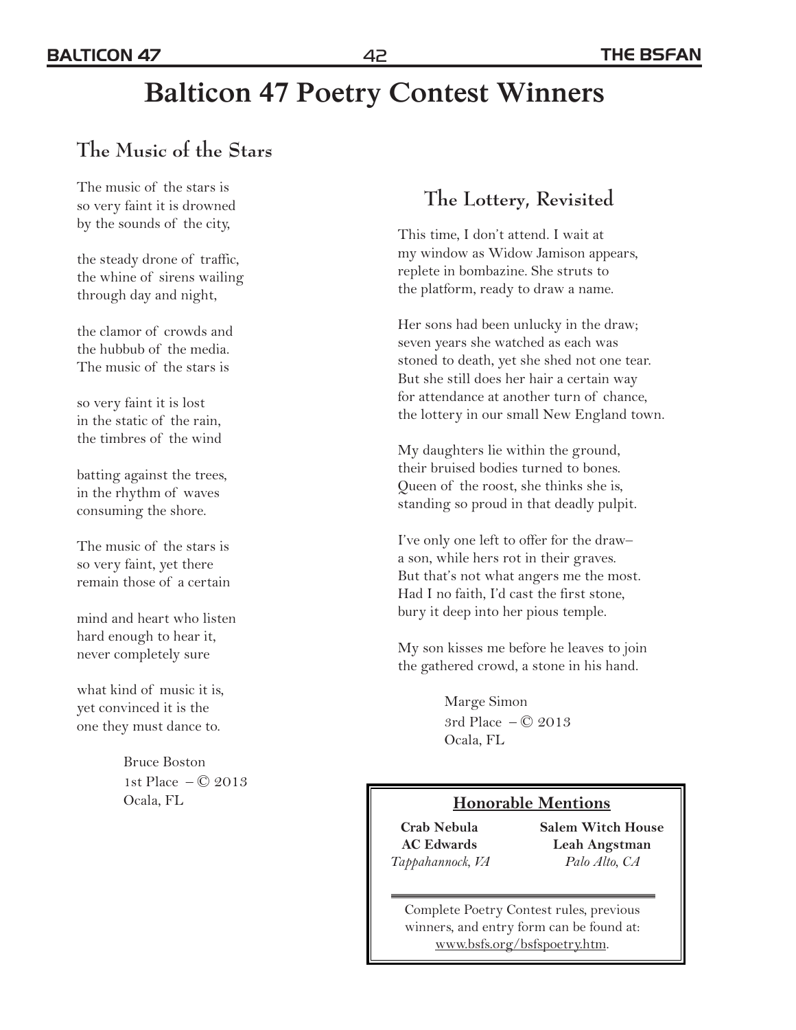# Balticon 47 Poetry Contest Winners

## The Music of the Stars

The music of the stars is
so very faint it is drowned
by the sounds of the city,

the steady drone of traffic,
the whine of sirens wailing
through day and night,

the clamor of crowds and
the hubbub of the media.
The music of the stars is

so very faint it is lost
in the static of the rain,
the timbres of the wind

batting against the trees,
in the rhythm of waves
consuming the shore.

The music of the stars is
so very faint, yet there
remain those of a certain

mind and heart who listen
hard enough to hear it,
never completely sure

what kind of music it is,
yet convinced it is the
one they must dance to.

Bruce Boston
1st Place – © 2013
Ocala, FL

## The Lottery, Revisited

This time, I don't attend. I wait at
my window as Widow Jamison appears,
replete in bombazine. She struts to
the platform, ready to draw a name.

Her sons had been unlucky in the draw;
seven years she watched as each was
stoned to death, yet she shed not one tear.
But she still does her hair a certain way
for attendance at another turn of chance,
the lottery in our small New England town.

My daughters lie within the ground,
their bruised bodies turned to bones.
Queen of the roost, she thinks she is,
standing so proud in that deadly pulpit.

I've only one left to offer for the draw–
a son, while hers rot in their graves.
But that's not what angers me the most.
Had I no faith, I'd cast the first stone,
bury it deep into her pious temple.

My son kisses me before he leaves to join
the gathered crowd, a stone in his hand.

Marge Simon
3rd Place – © 2013
Ocala, FL

### Honorable Mentions

**Crab Nebula**
**AC Edwards**
*Tappahannock, VA*

**Salem Witch House**
**Leah Angstman**
*Palo Alto, CA*

Complete Poetry Contest rules, previous winners, and entry form can be found at: www.bsfs.org/bsfspoetry.htm.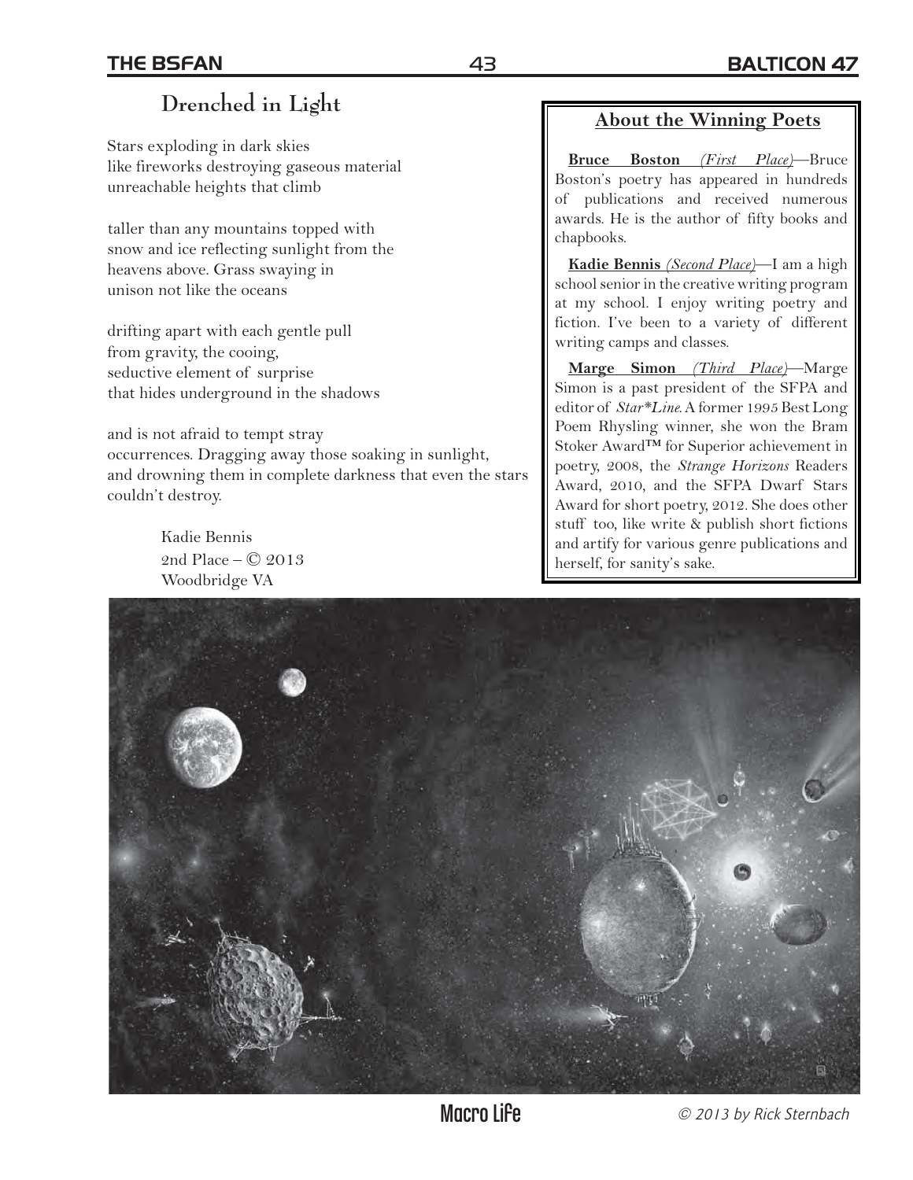## Drenched in Light

Stars exploding in dark skies
like fireworks destroying gaseous material
unreachable heights that climb

taller than any mountains topped with
snow and ice reflecting sunlight from the
heavens above. Grass swaying in
unison not like the oceans

drifting apart with each gentle pull
from gravity, the cooing,
seductive element of surprise
that hides underground in the shadows

and is not afraid to tempt stray
occurrences. Dragging away those soaking in sunlight,
and drowning them in complete darkness that even the stars
couldn't destroy.

Kadie Bennis
2nd Place – © 2013
Woodbridge VA

## About the Winning Poets

**Bruce Boston** *(First Place)*—Bruce Boston's poetry has appeared in hundreds of publications and received numerous awards. He is the author of fifty books and chapbooks.

**Kadie Bennis** *(Second Place)*—I am a high school senior in the creative writing program at my school. I enjoy writing poetry and fiction. I've been to a variety of different writing camps and classes.

**Marge Simon** *(Third Place)*—Marge Simon is a past president of the SFPA and editor of *Star*Line*. A former 1995 Best Long Poem Rhysling winner, she won the Bram Stoker Award™ for Superior achievement in poetry, 2008, the *Strange Horizons* Readers Award, 2010, and the SFPA Dwarf Stars Award for short poetry, 2012. She does other stuff too, like write & publish short fictions and artify for various genre publications and herself, for sanity's sake.

**Macro Life** © 2013 by Rick Sternbach